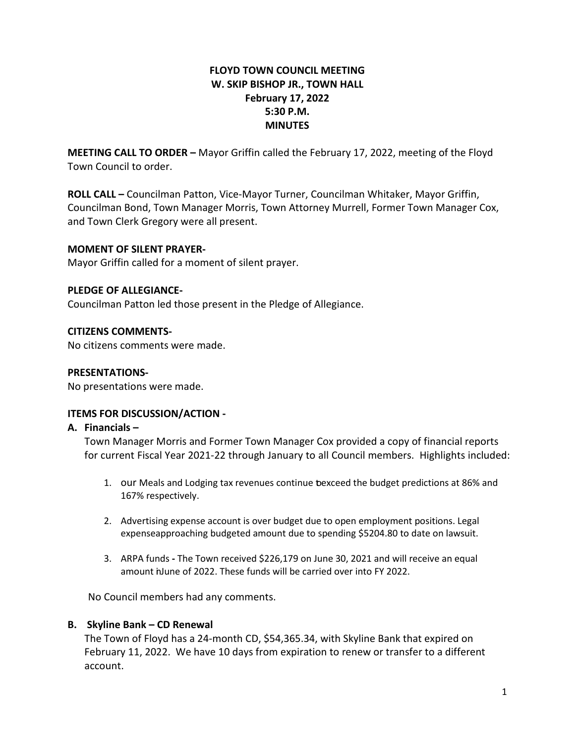**FLOYD TOWN COUNCIL MEETING**
**W. SKIP BISHOP JR., TOWN HALL**
**February 17, 2022**
**5:30 P.M.**
**MINUTES**

**MEETING CALL TO ORDER –** Mayor Griffin called the February 17, 2022, meeting of the Floyd Town Council to order.

**ROLL CALL –** Councilman Patton, Vice-Mayor Turner, Councilman Whitaker, Mayor Griffin, Councilman Bond, Town Manager Morris, Town Attorney Murrell, Former Town Manager Cox, and Town Clerk Gregory were all present.

**MOMENT OF SILENT PRAYER-**
Mayor Griffin called for a moment of silent prayer.

**PLEDGE OF ALLEGIANCE-**
Councilman Patton led those present in the Pledge of Allegiance.

**CITIZENS COMMENTS-**
No citizens comments were made.

**PRESENTATIONS-**
No presentations were made.

**ITEMS FOR DISCUSSION/ACTION -**

**A. Financials –**

Town Manager Morris and Former Town Manager Cox provided a copy of financial reports for current Fiscal Year 2021-22 through January to all Council members. Highlights included:

1. our Meals and Lodging tax revenues continue to exceed the budget predictions at 86% and 167% respectively.

2. Advertising expense account is over budget due to open employment positions. Legal expense approaching budgeted amount due to spending $5204.80 to date on lawsuit.

3. ARPA funds - The Town received $226,179 on June 30, 2021 and will receive an equal amount in June of 2022. These funds will be carried over into FY 2022.

No Council members had any comments.

**B. Skyline Bank – CD Renewal**

The Town of Floyd has a 24-month CD, $54,365.34, with Skyline Bank that expired on February 11, 2022. We have 10 days from expiration to renew or transfer to a different account.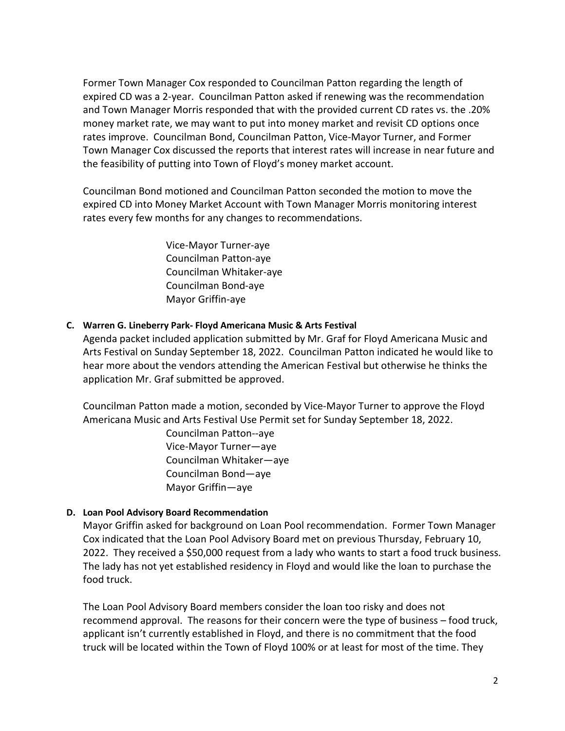Former Town Manager Cox responded to Councilman Patton regarding the length of expired CD was a 2-year. Councilman Patton asked if renewing was the recommendation and Town Manager Morris responded that with the provided current CD rates vs. the .20% money market rate, we may want to put into money market and revisit CD options once rates improve. Councilman Bond, Councilman Patton, Vice-Mayor Turner, and Former Town Manager Cox discussed the reports that interest rates will increase in near future and the feasibility of putting into Town of Floyd's money market account.

Councilman Bond motioned and Councilman Patton seconded the motion to move the expired CD into Money Market Account with Town Manager Morris monitoring interest rates every few months for any changes to recommendations.

Vice-Mayor Turner-aye
Councilman Patton-aye
Councilman Whitaker-aye
Councilman Bond-aye
Mayor Griffin-aye

**C. Warren G. Lineberry Park- Floyd Americana Music & Arts Festival**

Agenda packet included application submitted by Mr. Graf for Floyd Americana Music and Arts Festival on Sunday September 18, 2022. Councilman Patton indicated he would like to hear more about the vendors attending the American Festival but otherwise he thinks the application Mr. Graf submitted be approved.

Councilman Patton made a motion, seconded by Vice-Mayor Turner to approve the Floyd Americana Music and Arts Festival Use Permit set for Sunday September 18, 2022.

Councilman Patton--aye
Vice-Mayor Turner—aye
Councilman Whitaker—aye
Councilman Bond—aye
Mayor Griffin—aye

**D. Loan Pool Advisory Board Recommendation**

Mayor Griffin asked for background on Loan Pool recommendation. Former Town Manager Cox indicated that the Loan Pool Advisory Board met on previous Thursday, February 10, 2022. They received a $50,000 request from a lady who wants to start a food truck business. The lady has not yet established residency in Floyd and would like the loan to purchase the food truck.

The Loan Pool Advisory Board members consider the loan too risky and does not recommend approval. The reasons for their concern were the type of business – food truck, applicant isn't currently established in Floyd, and there is no commitment that the food truck will be located within the Town of Floyd 100% or at least for most of the time. They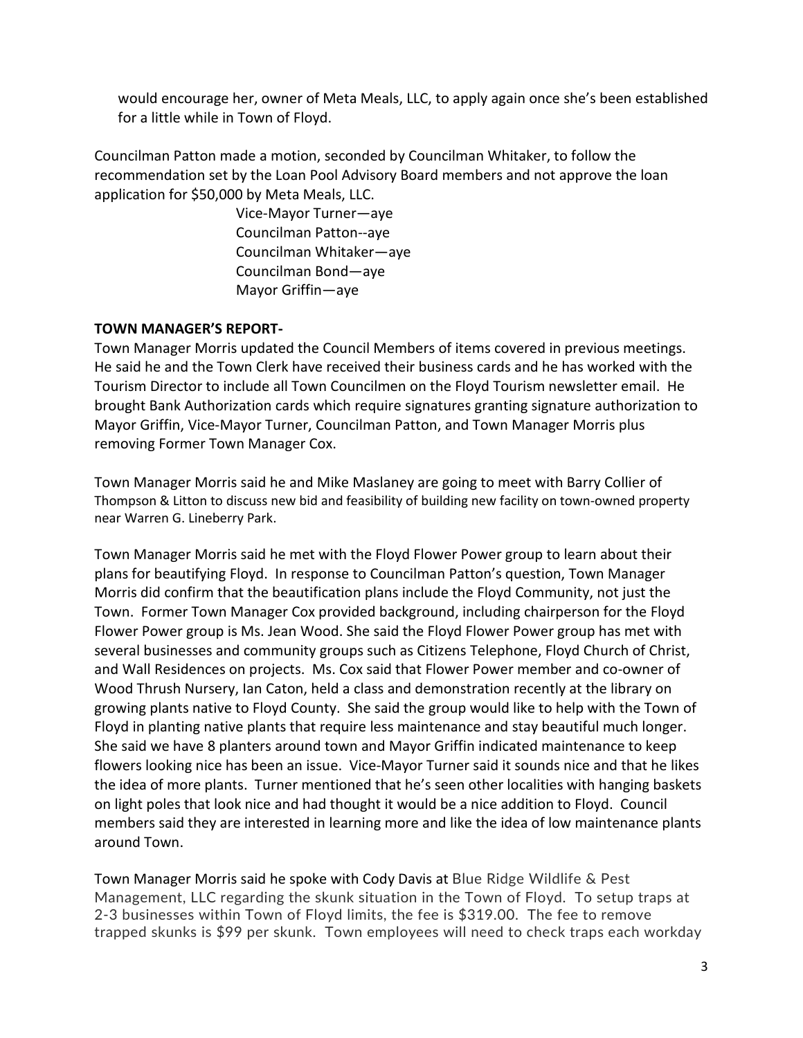would encourage her, owner of Meta Meals, LLC, to apply again once she's been established for a little while in Town of Floyd.

Councilman Patton made a motion, seconded by Councilman Whitaker, to follow the recommendation set by the Loan Pool Advisory Board members and not approve the loan application for $50,000 by Meta Meals, LLC.

Vice-Mayor Turner—aye
Councilman Patton--aye
Councilman Whitaker—aye
Councilman Bond—aye
Mayor Griffin—aye

**TOWN MANAGER'S REPORT-**

Town Manager Morris updated the Council Members of items covered in previous meetings. He said he and the Town Clerk have received their business cards and he has worked with the Tourism Director to include all Town Councilmen on the Floyd Tourism newsletter email. He brought Bank Authorization cards which require signatures granting signature authorization to Mayor Griffin, Vice-Mayor Turner, Councilman Patton, and Town Manager Morris plus removing Former Town Manager Cox.

Town Manager Morris said he and Mike Maslaney are going to meet with Barry Collier of Thompson & Litton to discuss new bid and feasibility of building new facility on town-owned property near Warren G. Lineberry Park.

Town Manager Morris said he met with the Floyd Flower Power group to learn about their plans for beautifying Floyd. In response to Councilman Patton's question, Town Manager Morris did confirm that the beautification plans include the Floyd Community, not just the Town. Former Town Manager Cox provided background, including chairperson for the Floyd Flower Power group is Ms. Jean Wood. She said the Floyd Flower Power group has met with several businesses and community groups such as Citizens Telephone, Floyd Church of Christ, and Wall Residences on projects. Ms. Cox said that Flower Power member and co-owner of Wood Thrush Nursery, Ian Caton, held a class and demonstration recently at the library on growing plants native to Floyd County. She said the group would like to help with the Town of Floyd in planting native plants that require less maintenance and stay beautiful much longer. She said we have 8 planters around town and Mayor Griffin indicated maintenance to keep flowers looking nice has been an issue. Vice-Mayor Turner said it sounds nice and that he likes the idea of more plants. Turner mentioned that he's seen other localities with hanging baskets on light poles that look nice and had thought it would be a nice addition to Floyd. Council members said they are interested in learning more and like the idea of low maintenance plants around Town.

Town Manager Morris said he spoke with Cody Davis at Blue Ridge Wildlife & Pest Management, LLC regarding the skunk situation in the Town of Floyd. To setup traps at 2-3 businesses within Town of Floyd limits, the fee is $319.00. The fee to remove trapped skunks is $99 per skunk. Town employees will need to check traps each workday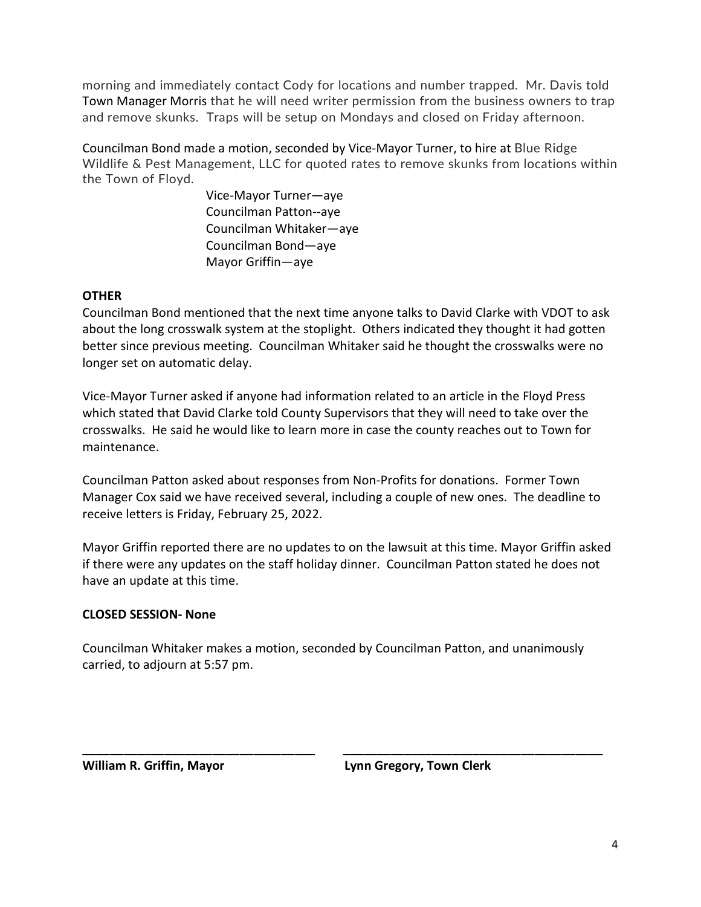morning and immediately contact Cody for locations and number trapped. Mr. Davis told Town Manager Morris that he will need writer permission from the business owners to trap and remove skunks. Traps will be setup on Mondays and closed on Friday afternoon.

Councilman Bond made a motion, seconded by Vice-Mayor Turner, to hire at Blue Ridge Wildlife & Pest Management, LLC for quoted rates to remove skunks from locations within the Town of Floyd.

Vice-Mayor Turner—aye
Councilman Patton--aye
Councilman Whitaker—aye
Councilman Bond—aye
Mayor Griffin—aye

**OTHER**

Councilman Bond mentioned that the next time anyone talks to David Clarke with VDOT to ask about the long crosswalk system at the stoplight. Others indicated they thought it had gotten better since previous meeting. Councilman Whitaker said he thought the crosswalks were no longer set on automatic delay.

Vice-Mayor Turner asked if anyone had information related to an article in the Floyd Press which stated that David Clarke told County Supervisors that they will need to take over the crosswalks. He said he would like to learn more in case the county reaches out to Town for maintenance.

Councilman Patton asked about responses from Non-Profits for donations. Former Town Manager Cox said we have received several, including a couple of new ones. The deadline to receive letters is Friday, February 25, 2022.

Mayor Griffin reported there are no updates to on the lawsuit at this time. Mayor Griffin asked if there were any updates on the staff holiday dinner. Councilman Patton stated he does not have an update at this time.

**CLOSED SESSION- None**

Councilman Whitaker makes a motion, seconded by Councilman Patton, and unanimously carried, to adjourn at 5:57 pm.

\_\_\_\_\_\_\_\_\_\_\_\_\_\_\_\_\_\_\_\_\_\_\_\_\_\_\_\_\_\_\_\_\_\_\_ \_\_\_\_\_\_\_\_\_\_\_\_\_\_\_\_\_\_\_\_\_\_\_\_\_\_\_\_\_\_\_\_\_\_\_\_\_\_

**William R. Griffin, Mayor** **Lynn Gregory, Town Clerk**